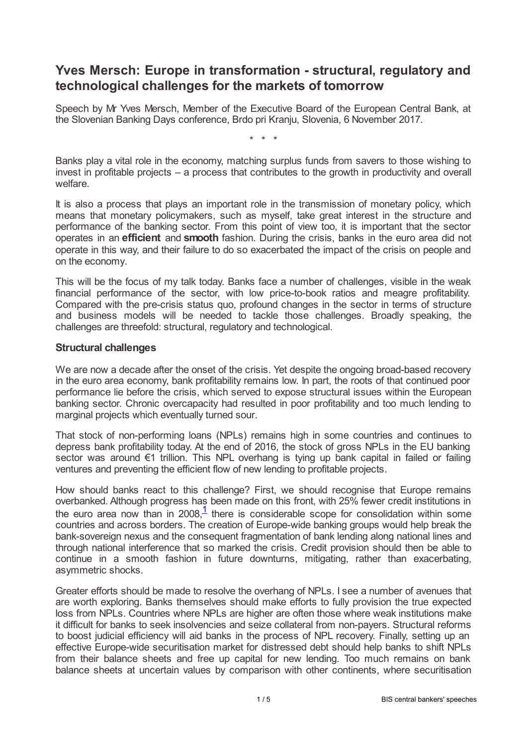# Yves Mersch: Europe in transformation - structural, regulatory and technological challenges for the markets of tomorrow

Speech by Mr Yves Mersch, Member of the Executive Board of the European Central Bank, at the Slovenian Banking Days conference, Brdo pri Kranju, Slovenia, 6 November 2017.

\* \* \*

Banks play a vital role in the economy, matching surplus funds from savers to those wishing to invest in profitable projects – a process that contributes to the growth in productivity and overall welfare.

It is also a process that plays an important role in the transmission of monetary policy, which means that monetary policymakers, such as myself, take great interest in the structure and performance of the banking sector. From this point of view too, it is important that the sector operates in an **efficient** and **smooth** fashion. During the crisis, banks in the euro area did not operate in this way, and their failure to do so exacerbated the impact of the crisis on people and on the economy.

This will be the focus of my talk today. Banks face a number of challenges, visible in the weak financial performance of the sector, with low price-to-book ratios and meagre profitability. Compared with the pre-crisis status quo, profound changes in the sector in terms of structure and business models will be needed to tackle those challenges. Broadly speaking, the challenges are threefold: structural, regulatory and technological.

## Structural challenges

We are now a decade after the onset of the crisis. Yet despite the ongoing broad-based recovery in the euro area economy, bank profitability remains low. In part, the roots of that continued poor performance lie before the crisis, which served to expose structural issues within the European banking sector. Chronic overcapacity had resulted in poor profitability and too much lending to marginal projects which eventually turned sour.

That stock of non-performing loans (NPLs) remains high in some countries and continues to depress bank profitability today. At the end of 2016, the stock of gross NPLs in the EU banking sector was around €1 trillion. This NPL overhang is tying up bank capital in failed or failing ventures and preventing the efficient flow of new lending to profitable projects.

How should banks react to this challenge? First, we should recognise that Europe remains overbanked. Although progress has been made on this front, with 25% fewer credit institutions in the euro area now than in 2008,[1] there is considerable scope for consolidation within some countries and across borders. The creation of Europe-wide banking groups would help break the bank-sovereign nexus and the consequent fragmentation of bank lending along national lines and through national interference that so marked the crisis. Credit provision should then be able to continue in a smooth fashion in future downturns, mitigating, rather than exacerbating, asymmetric shocks.

Greater efforts should be made to resolve the overhang of NPLs. I see a number of avenues that are worth exploring. Banks themselves should make efforts to fully provision the true expected loss from NPLs. Countries where NPLs are higher are often those where weak institutions make it difficult for banks to seek insolvencies and seize collateral from non-payers. Structural reforms to boost judicial efficiency will aid banks in the process of NPL recovery. Finally, setting up an effective Europe-wide securitisation market for distressed debt should help banks to shift NPLs from their balance sheets and free up capital for new lending. Too much remains on bank balance sheets at uncertain values by comparison with other continents, where securitisation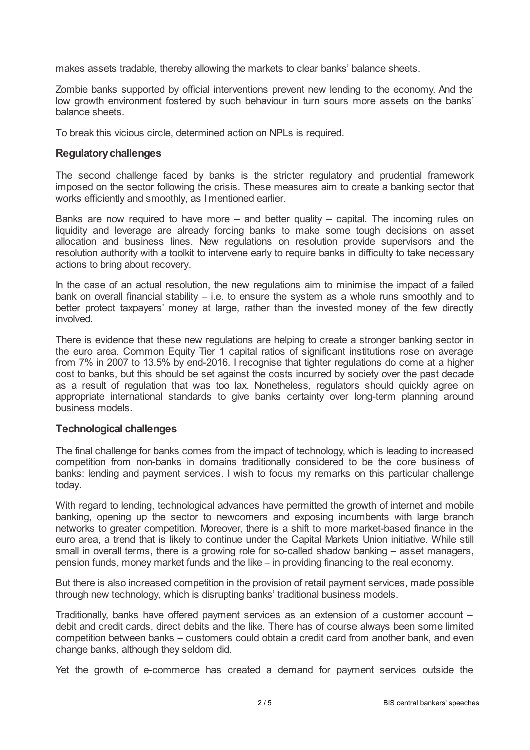makes assets tradable, thereby allowing the markets to clear banks' balance sheets.

Zombie banks supported by official interventions prevent new lending to the economy. And the low growth environment fostered by such behaviour in turn sours more assets on the banks' balance sheets.

To break this vicious circle, determined action on NPLs is required.

### Regulatory challenges

The second challenge faced by banks is the stricter regulatory and prudential framework imposed on the sector following the crisis. These measures aim to create a banking sector that works efficiently and smoothly, as I mentioned earlier.

Banks are now required to have more – and better quality – capital. The incoming rules on liquidity and leverage are already forcing banks to make some tough decisions on asset allocation and business lines. New regulations on resolution provide supervisors and the resolution authority with a toolkit to intervene early to require banks in difficulty to take necessary actions to bring about recovery.

In the case of an actual resolution, the new regulations aim to minimise the impact of a failed bank on overall financial stability – i.e. to ensure the system as a whole runs smoothly and to better protect taxpayers' money at large, rather than the invested money of the few directly involved.

There is evidence that these new regulations are helping to create a stronger banking sector in the euro area. Common Equity Tier 1 capital ratios of significant institutions rose on average from 7% in 2007 to 13.5% by end-2016. I recognise that tighter regulations do come at a higher cost to banks, but this should be set against the costs incurred by society over the past decade as a result of regulation that was too lax. Nonetheless, regulators should quickly agree on appropriate international standards to give banks certainty over long-term planning around business models.

### Technological challenges

The final challenge for banks comes from the impact of technology, which is leading to increased competition from non-banks in domains traditionally considered to be the core business of banks: lending and payment services. I wish to focus my remarks on this particular challenge today.

With regard to lending, technological advances have permitted the growth of internet and mobile banking, opening up the sector to newcomers and exposing incumbents with large branch networks to greater competition. Moreover, there is a shift to more market-based finance in the euro area, a trend that is likely to continue under the Capital Markets Union initiative. While still small in overall terms, there is a growing role for so-called shadow banking – asset managers, pension funds, money market funds and the like – in providing financing to the real economy.

But there is also increased competition in the provision of retail payment services, made possible through new technology, which is disrupting banks' traditional business models.

Traditionally, banks have offered payment services as an extension of a customer account – debit and credit cards, direct debits and the like. There has of course always been some limited competition between banks – customers could obtain a credit card from another bank, and even change banks, although they seldom did.

Yet the growth of e-commerce has created a demand for payment services outside the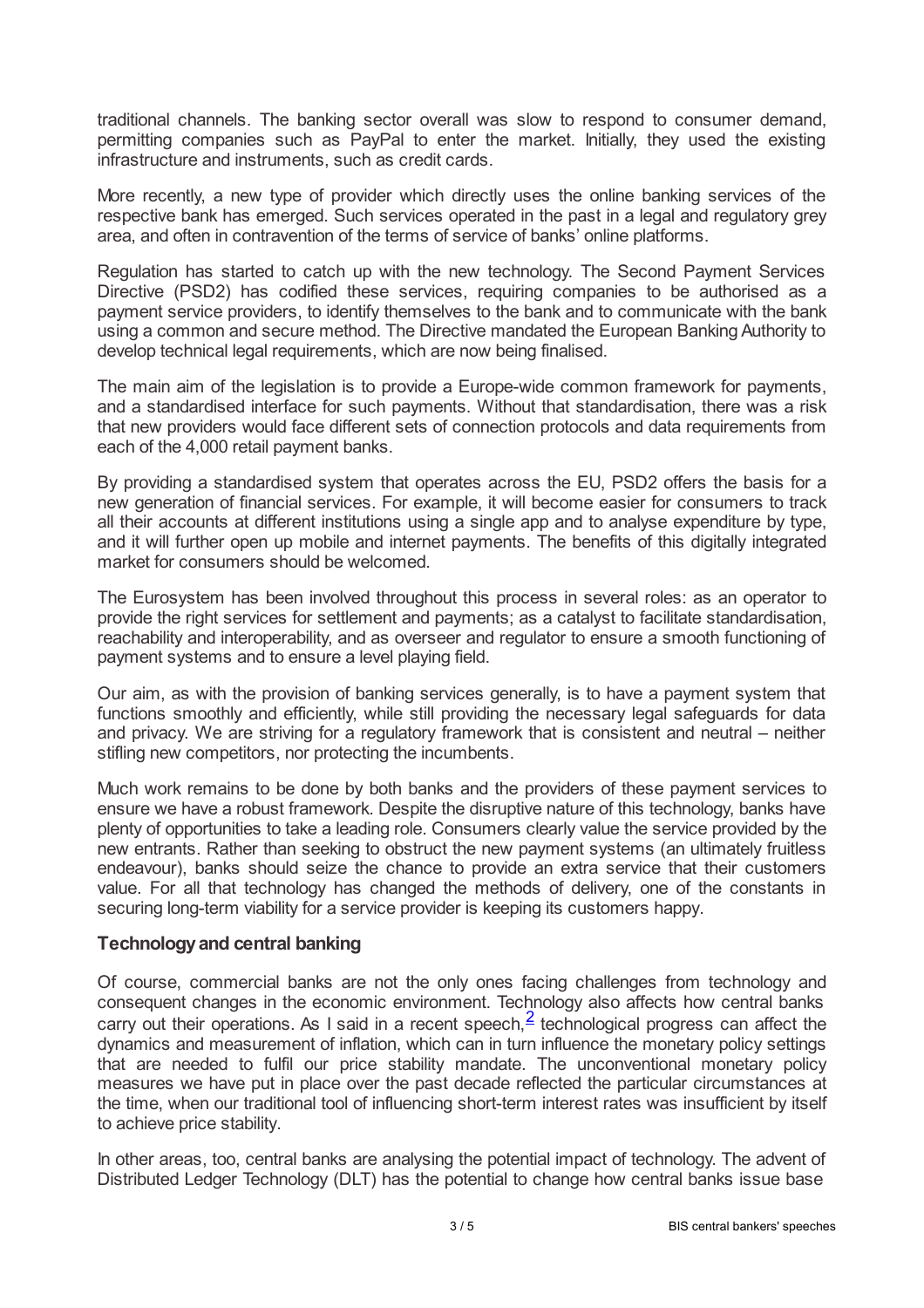traditional channels. The banking sector overall was slow to respond to consumer demand, permitting companies such as PayPal to enter the market. Initially, they used the existing infrastructure and instruments, such as credit cards.

More recently, a new type of provider which directly uses the online banking services of the respective bank has emerged. Such services operated in the past in a legal and regulatory grey area, and often in contravention of the terms of service of banks' online platforms.

Regulation has started to catch up with the new technology. The Second Payment Services Directive (PSD2) has codified these services, requiring companies to be authorised as a payment service providers, to identify themselves to the bank and to communicate with the bank using a common and secure method. The Directive mandated the European Banking Authority to develop technical legal requirements, which are now being finalised.

The main aim of the legislation is to provide a Europe-wide common framework for payments, and a standardised interface for such payments. Without that standardisation, there was a risk that new providers would face different sets of connection protocols and data requirements from each of the 4,000 retail payment banks.

By providing a standardised system that operates across the EU, PSD2 offers the basis for a new generation of financial services. For example, it will become easier for consumers to track all their accounts at different institutions using a single app and to analyse expenditure by type, and it will further open up mobile and internet payments. The benefits of this digitally integrated market for consumers should be welcomed.

The Eurosystem has been involved throughout this process in several roles: as an operator to provide the right services for settlement and payments; as a catalyst to facilitate standardisation, reachability and interoperability, and as overseer and regulator to ensure a smooth functioning of payment systems and to ensure a level playing field.

Our aim, as with the provision of banking services generally, is to have a payment system that functions smoothly and efficiently, while still providing the necessary legal safeguards for data and privacy. We are striving for a regulatory framework that is consistent and neutral – neither stifling new competitors, nor protecting the incumbents.

Much work remains to be done by both banks and the providers of these payment services to ensure we have a robust framework. Despite the disruptive nature of this technology, banks have plenty of opportunities to take a leading role. Consumers clearly value the service provided by the new entrants. Rather than seeking to obstruct the new payment systems (an ultimately fruitless endeavour), banks should seize the chance to provide an extra service that their customers value. For all that technology has changed the methods of delivery, one of the constants in securing long-term viability for a service provider is keeping its customers happy.

## Technology and central banking

Of course, commercial banks are not the only ones facing challenges from technology and consequent changes in the economic environment. Technology also affects how central banks carry out their operations. As I said in a recent speech,[2] technological progress can affect the dynamics and measurement of inflation, which can in turn influence the monetary policy settings that are needed to fulfil our price stability mandate. The unconventional monetary policy measures we have put in place over the past decade reflected the particular circumstances at the time, when our traditional tool of influencing short-term interest rates was insufficient by itself to achieve price stability.

In other areas, too, central banks are analysing the potential impact of technology. The advent of Distributed Ledger Technology (DLT) has the potential to change how central banks issue base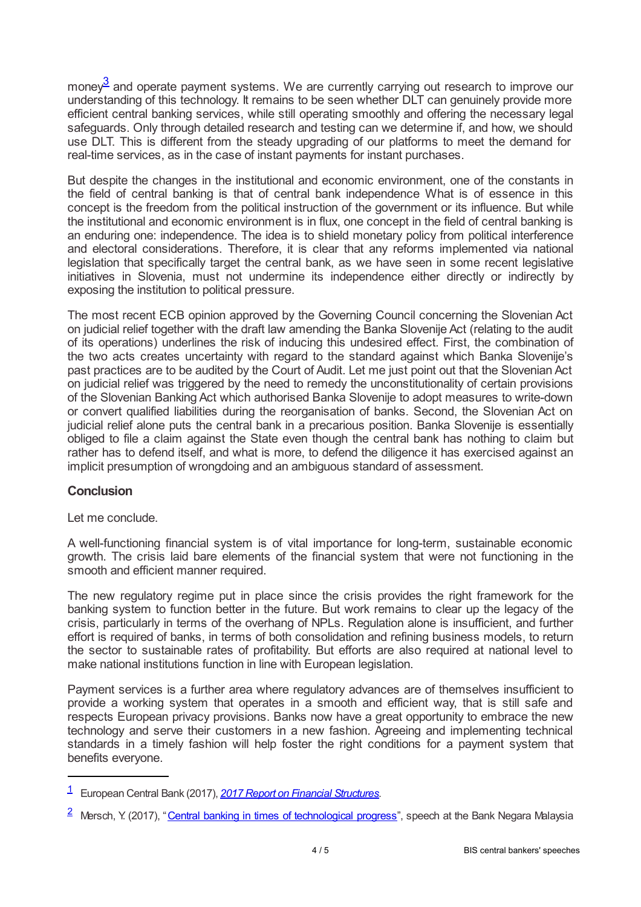money[3] and operate payment systems. We are currently carrying out research to improve our understanding of this technology. It remains to be seen whether DLT can genuinely provide more efficient central banking services, while still operating smoothly and offering the necessary legal safeguards. Only through detailed research and testing can we determine if, and how, we should use DLT. This is different from the steady upgrading of our platforms to meet the demand for real-time services, as in the case of instant payments for instant purchases.

But despite the changes in the institutional and economic environment, one of the constants in the field of central banking is that of central bank independence What is of essence in this concept is the freedom from the political instruction of the government or its influence. But while the institutional and economic environment is in flux, one concept in the field of central banking is an enduring one: independence. The idea is to shield monetary policy from political interference and electoral considerations. Therefore, it is clear that any reforms implemented via national legislation that specifically target the central bank, as we have seen in some recent legislative initiatives in Slovenia, must not undermine its independence either directly or indirectly by exposing the institution to political pressure.

The most recent ECB opinion approved by the Governing Council concerning the Slovenian Act on judicial relief together with the draft law amending the Banka Slovenije Act (relating to the audit of its operations) underlines the risk of inducing this undesired effect. First, the combination of the two acts creates uncertainty with regard to the standard against which Banka Slovenije's past practices are to be audited by the Court of Audit. Let me just point out that the Slovenian Act on judicial relief was triggered by the need to remedy the unconstitutionality of certain provisions of the Slovenian Banking Act which authorised Banka Slovenije to adopt measures to write-down or convert qualified liabilities during the reorganisation of banks. Second, the Slovenian Act on judicial relief alone puts the central bank in a precarious position. Banka Slovenije is essentially obliged to file a claim against the State even though the central bank has nothing to claim but rather has to defend itself, and what is more, to defend the diligence it has exercised against an implicit presumption of wrongdoing and an ambiguous standard of assessment.

### Conclusion

Let me conclude.

A well-functioning financial system is of vital importance for long-term, sustainable economic growth. The crisis laid bare elements of the financial system that were not functioning in the smooth and efficient manner required.

The new regulatory regime put in place since the crisis provides the right framework for the banking system to function better in the future. But work remains to clear up the legacy of the crisis, particularly in terms of the overhang of NPLs. Regulation alone is insufficient, and further effort is required of banks, in terms of both consolidation and refining business models, to return the sector to sustainable rates of profitability. But efforts are also required at national level to make national institutions function in line with European legislation.

Payment services is a further area where regulatory advances are of themselves insufficient to provide a working system that operates in a smooth and efficient way, that is still safe and respects European privacy provisions. Banks now have a great opportunity to embrace the new technology and serve their customers in a new fashion. Agreeing and implementing technical standards in a timely fashion will help foster the right conditions for a payment system that benefits everyone.

---

[1] European Central Bank (2017), *2017 Report on Financial Structures*.

[2] Mersch, Y. (2017), "Central banking in times of technological progress", speech at the Bank Negara Malaysia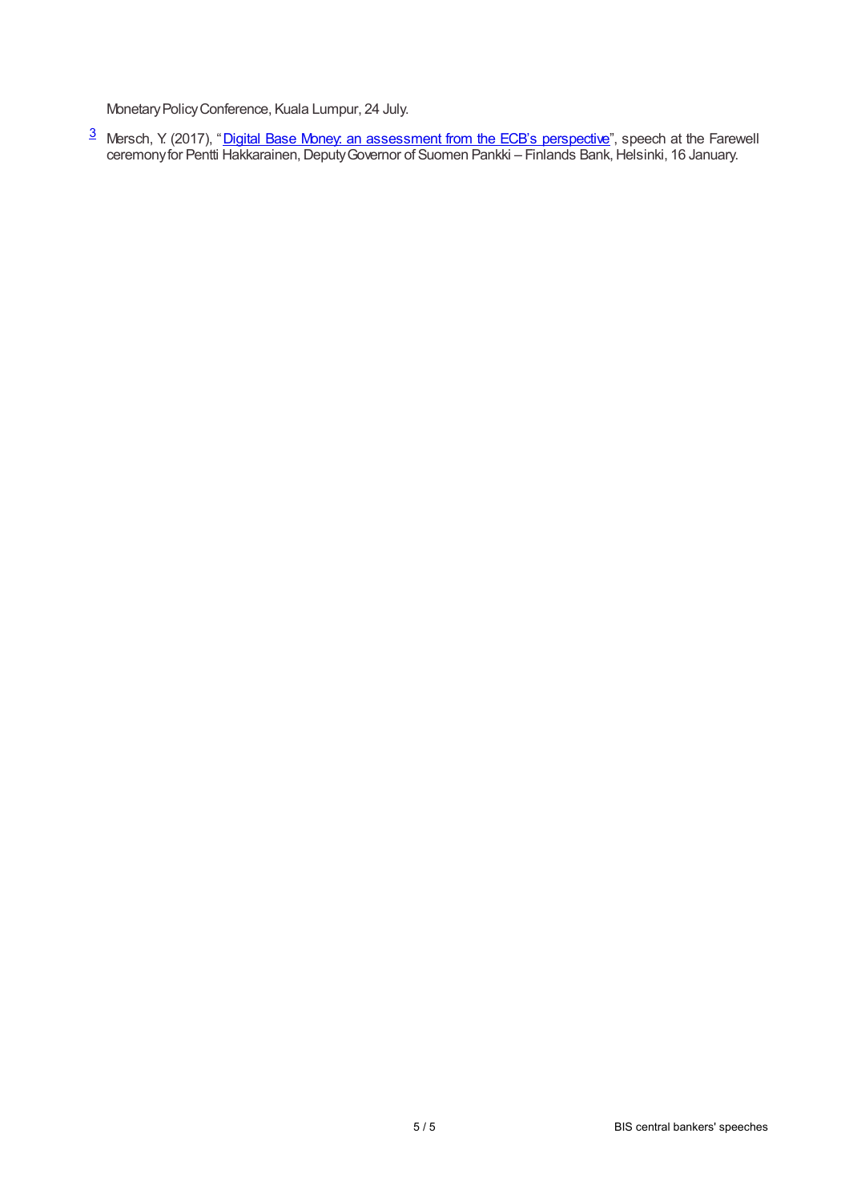Monetary Policy Conference, Kuala Lumpur, 24 July.

[3] Mersch, Y. (2017), "Digital Base Money: an assessment from the ECB's perspective", speech at the Farewell ceremony for Pentti Hakkarainen, Deputy Governor of Suomen Pankki – Finlands Bank, Helsinki, 16 January.